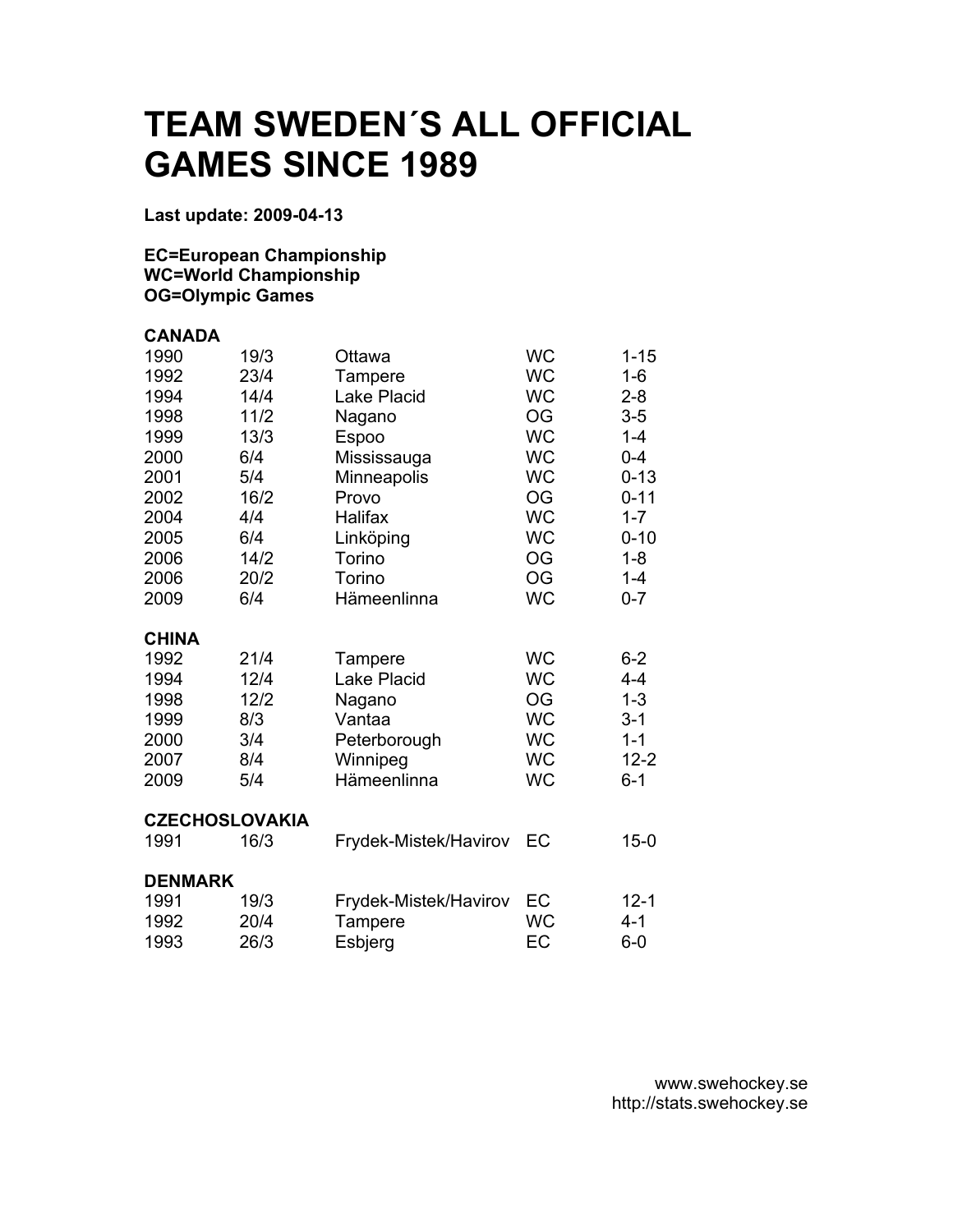# TEAM SWEDEN´S ALL OFFICIAL GAMES SINCE 1989

**Last update: 2009-04-13**

**EC=European Championship**
**WC=World Championship**
**OG=Olympic Games**

**CANADA**

| | | | | |
|---|---|---|---|---|
| 1990 | 19/3 | Ottawa | WC | 1-15 |
| 1992 | 23/4 | Tampere | WC | 1-6 |
| 1994 | 14/4 | Lake Placid | WC | 2-8 |
| 1998 | 11/2 | Nagano | OG | 3-5 |
| 1999 | 13/3 | Espoo | WC | 1-4 |
| 2000 | 6/4 | Mississauga | WC | 0-4 |
| 2001 | 5/4 | Minneapolis | WC | 0-13 |
| 2002 | 16/2 | Provo | OG | 0-11 |
| 2004 | 4/4 | Halifax | WC | 1-7 |
| 2005 | 6/4 | Linköping | WC | 0-10 |
| 2006 | 14/2 | Torino | OG | 1-8 |
| 2006 | 20/2 | Torino | OG | 1-4 |
| 2009 | 6/4 | Hämeenlinna | WC | 0-7 |

**CHINA**

| | | | | |
|---|---|---|---|---|
| 1992 | 21/4 | Tampere | WC | 6-2 |
| 1994 | 12/4 | Lake Placid | WC | 4-4 |
| 1998 | 12/2 | Nagano | OG | 1-3 |
| 1999 | 8/3 | Vantaa | WC | 3-1 |
| 2000 | 3/4 | Peterborough | WC | 1-1 |
| 2007 | 8/4 | Winnipeg | WC | 12-2 |
| 2009 | 5/4 | Hämeenlinna | WC | 6-1 |

**CZECHOSLOVAKIA**

| | | | | |
|---|---|---|---|---|
| 1991 | 16/3 | Frydek-Mistek/Havirov | EC | 15-0 |

**DENMARK**

| | | | | |
|---|---|---|---|---|
| 1991 | 19/3 | Frydek-Mistek/Havirov | EC | 12-1 |
| 1992 | 20/4 | Tampere | WC | 4-1 |
| 1993 | 26/3 | Esbjerg | EC | 6-0 |

www.swehockey.se
http://stats.swehockey.se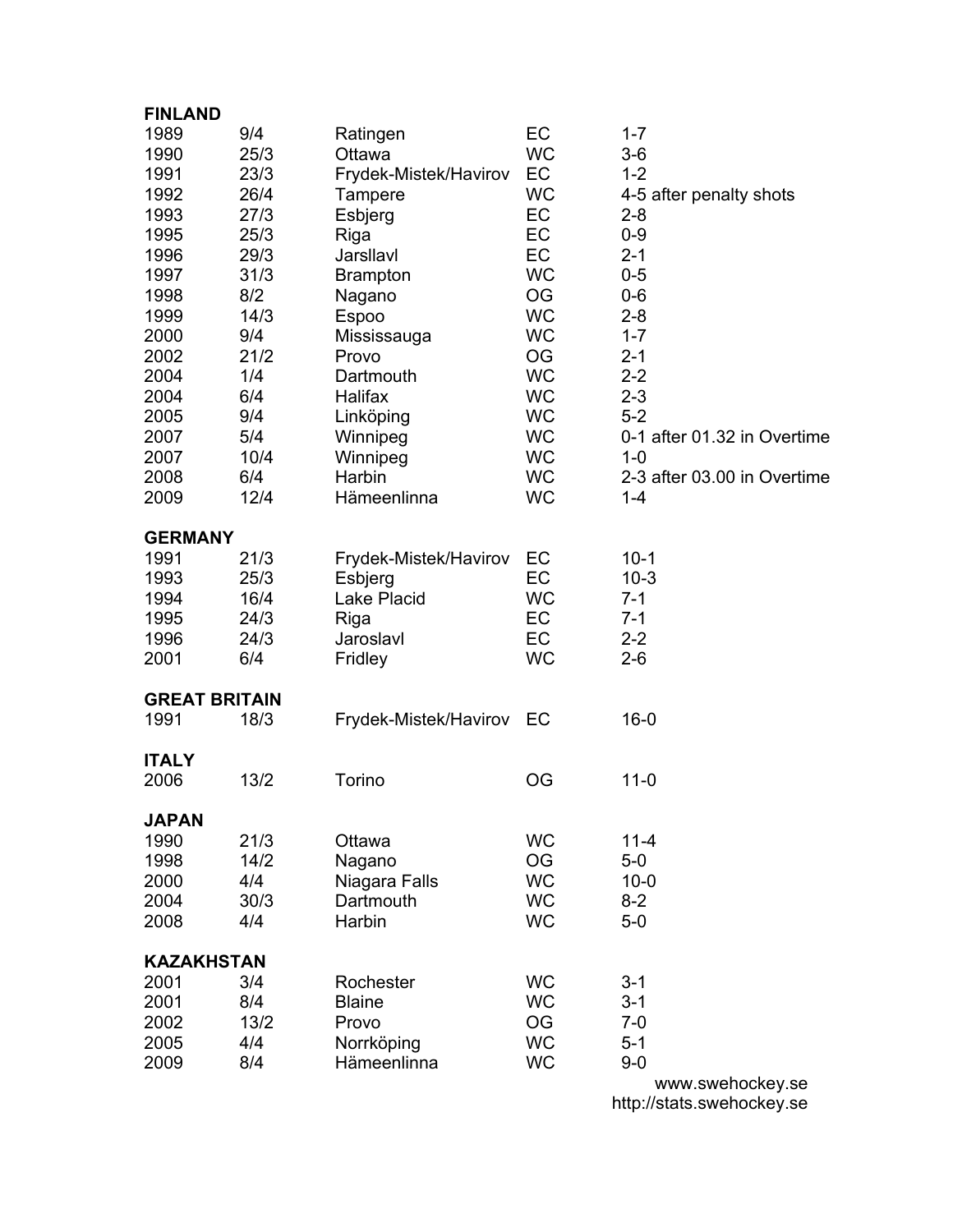**FINLAND**

| | | | | |
|---|---|---|---|---|
| 1989 | 9/4 | Ratingen | EC | 1-7 |
| 1990 | 25/3 | Ottawa | WC | 3-6 |
| 1991 | 23/3 | Frydek-Mistek/Havirov | EC | 1-2 |
| 1992 | 26/4 | Tampere | WC | 4-5 after penalty shots |
| 1993 | 27/3 | Esbjerg | EC | 2-8 |
| 1995 | 25/3 | Riga | EC | 0-9 |
| 1996 | 29/3 | Jarsllavl | EC | 2-1 |
| 1997 | 31/3 | Brampton | WC | 0-5 |
| 1998 | 8/2 | Nagano | OG | 0-6 |
| 1999 | 14/3 | Espoo | WC | 2-8 |
| 2000 | 9/4 | Mississauga | WC | 1-7 |
| 2002 | 21/2 | Provo | OG | 2-1 |
| 2004 | 1/4 | Dartmouth | WC | 2-2 |
| 2004 | 6/4 | Halifax | WC | 2-3 |
| 2005 | 9/4 | Linköping | WC | 5-2 |
| 2007 | 5/4 | Winnipeg | WC | 0-1 after 01.32 in Overtime |
| 2007 | 10/4 | Winnipeg | WC | 1-0 |
| 2008 | 6/4 | Harbin | WC | 2-3 after 03.00 in Overtime |
| 2009 | 12/4 | Hämeenlinna | WC | 1-4 |

**GERMANY**

| | | | | |
|---|---|---|---|---|
| 1991 | 21/3 | Frydek-Mistek/Havirov | EC | 10-1 |
| 1993 | 25/3 | Esbjerg | EC | 10-3 |
| 1994 | 16/4 | Lake Placid | WC | 7-1 |
| 1995 | 24/3 | Riga | EC | 7-1 |
| 1996 | 24/3 | Jaroslavl | EC | 2-2 |
| 2001 | 6/4 | Fridley | WC | 2-6 |

**GREAT BRITAIN**

| | | | | |
|---|---|---|---|---|
| 1991 | 18/3 | Frydek-Mistek/Havirov | EC | 16-0 |

**ITALY**

| | | | | |
|---|---|---|---|---|
| 2006 | 13/2 | Torino | OG | 11-0 |

**JAPAN**

| | | | | |
|---|---|---|---|---|
| 1990 | 21/3 | Ottawa | WC | 11-4 |
| 1998 | 14/2 | Nagano | OG | 5-0 |
| 2000 | 4/4 | Niagara Falls | WC | 10-0 |
| 2004 | 30/3 | Dartmouth | WC | 8-2 |
| 2008 | 4/4 | Harbin | WC | 5-0 |

**KAZAKHSTAN**

| | | | | |
|---|---|---|---|---|
| 2001 | 3/4 | Rochester | WC | 3-1 |
| 2001 | 8/4 | Blaine | WC | 3-1 |
| 2002 | 13/2 | Provo | OG | 7-0 |
| 2005 | 4/4 | Norrköping | WC | 5-1 |
| 2009 | 8/4 | Hämeenlinna | WC | 9-0 |

www.swehockey.se
http://stats.swehockey.se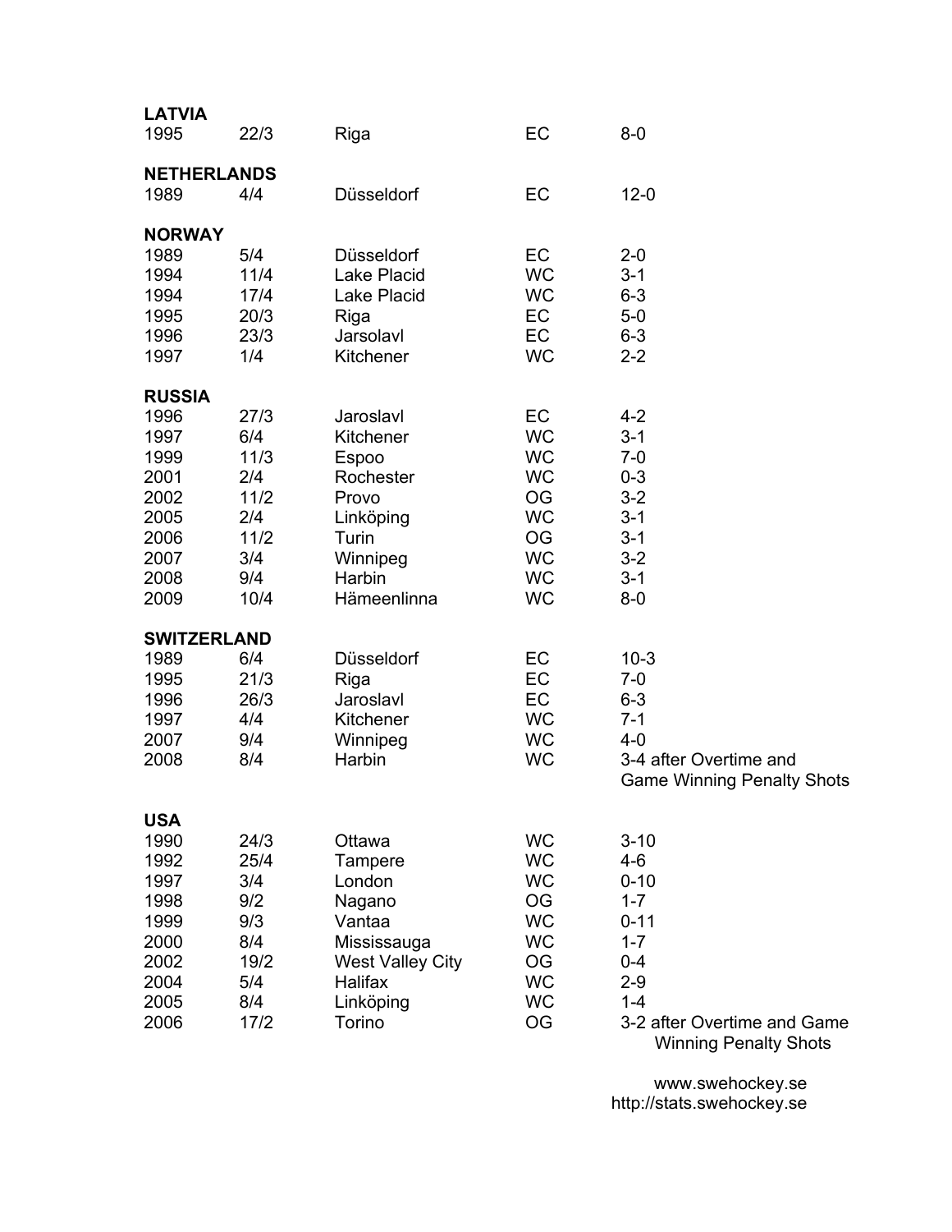**LATVIA**

| | | | | |
|---|---|---|---|---|
| 1995 | 22/3 | Riga | EC | 8-0 |

**NETHERLANDS**

| | | | | |
|---|---|---|---|---|
| 1989 | 4/4 | Düsseldorf | EC | 12-0 |

**NORWAY**

| | | | | |
|---|---|---|---|---|
| 1989 | 5/4 | Düsseldorf | EC | 2-0 |
| 1994 | 11/4 | Lake Placid | WC | 3-1 |
| 1994 | 17/4 | Lake Placid | WC | 6-3 |
| 1995 | 20/3 | Riga | EC | 5-0 |
| 1996 | 23/3 | Jarsolavl | EC | 6-3 |
| 1997 | 1/4 | Kitchener | WC | 2-2 |

**RUSSIA**

| | | | | |
|---|---|---|---|---|
| 1996 | 27/3 | Jaroslavl | EC | 4-2 |
| 1997 | 6/4 | Kitchener | WC | 3-1 |
| 1999 | 11/3 | Espoo | WC | 7-0 |
| 2001 | 2/4 | Rochester | WC | 0-3 |
| 2002 | 11/2 | Provo | OG | 3-2 |
| 2005 | 2/4 | Linköping | WC | 3-1 |
| 2006 | 11/2 | Turin | OG | 3-1 |
| 2007 | 3/4 | Winnipeg | WC | 3-2 |
| 2008 | 9/4 | Harbin | WC | 3-1 |
| 2009 | 10/4 | Hämeenlinna | WC | 8-0 |

**SWITZERLAND**

| | | | | |
|---|---|---|---|---|
| 1989 | 6/4 | Düsseldorf | EC | 10-3 |
| 1995 | 21/3 | Riga | EC | 7-0 |
| 1996 | 26/3 | Jaroslavl | EC | 6-3 |
| 1997 | 4/4 | Kitchener | WC | 7-1 |
| 2007 | 9/4 | Winnipeg | WC | 4-0 |
| 2008 | 8/4 | Harbin | WC | 3-4 after Overtime and Game Winning Penalty Shots |

**USA**

| | | | | |
|---|---|---|---|---|
| 1990 | 24/3 | Ottawa | WC | 3-10 |
| 1992 | 25/4 | Tampere | WC | 4-6 |
| 1997 | 3/4 | London | WC | 0-10 |
| 1998 | 9/2 | Nagano | OG | 1-7 |
| 1999 | 9/3 | Vantaa | WC | 0-11 |
| 2000 | 8/4 | Mississauga | WC | 1-7 |
| 2002 | 19/2 | West Valley City | OG | 0-4 |
| 2004 | 5/4 | Halifax | WC | 2-9 |
| 2005 | 8/4 | Linköping | WC | 1-4 |
| 2006 | 17/2 | Torino | OG | 3-2 after Overtime and Game Winning Penalty Shots |

www.swehockey.se
http://stats.swehockey.se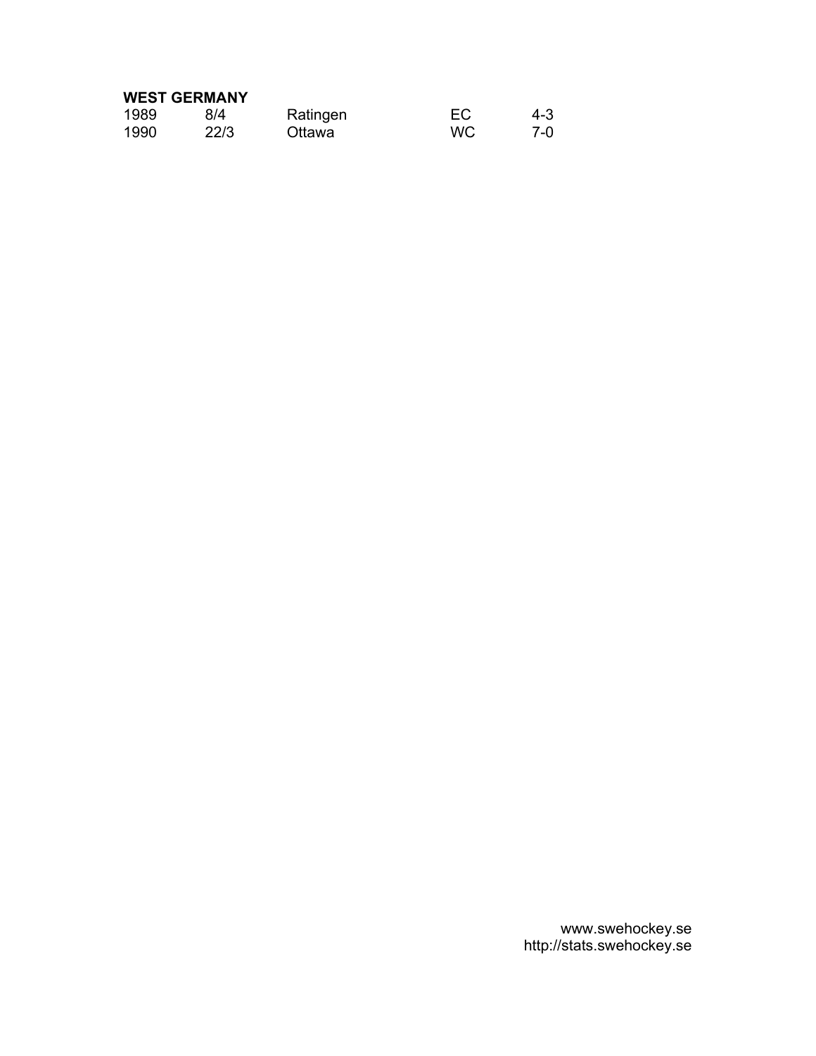**WEST GERMANY**

| | | | | |
|---|---|---|---|---|
| 1989 | 8/4 | Ratingen | EC | 4-3 |
| 1990 | 22/3 | Ottawa | WC | 7-0 |

www.swehockey.se
http://stats.swehockey.se